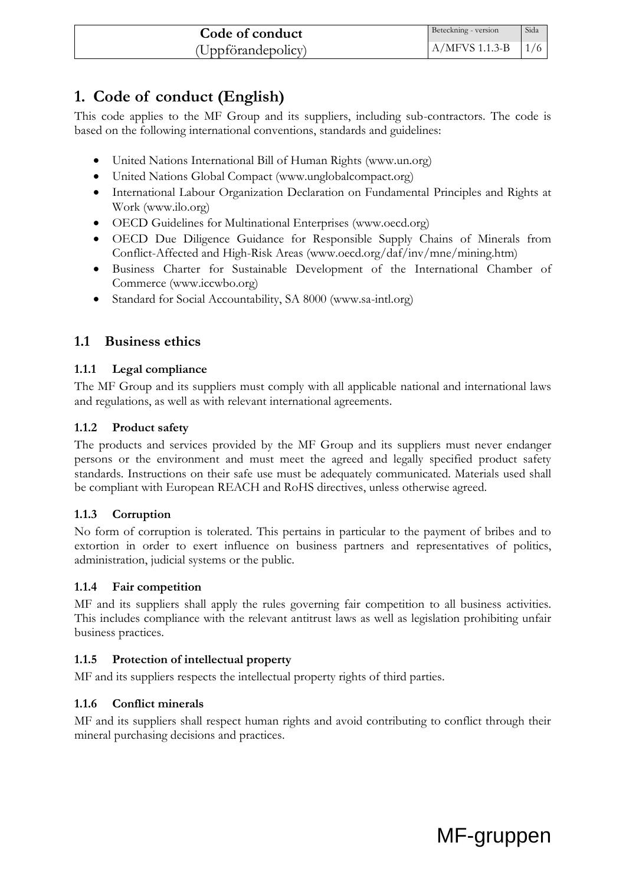# 1. Code of conduct (English)

This code applies to the MF Group and its suppliers, including sub-contractors. The code is based on the following international conventions, standards and guidelines:

- United Nations International Bill of Human Rights (www.un.org)
- United Nations Global Compact (www.unglobalcompact.org)
- International Labour Organization Declaration on Fundamental Principles and Rights at Work (www.ilo.org)
- OECD Guidelines for Multinational Enterprises (www.oecd.org)
- OECD Due Diligence Guidance for Responsible Supply Chains of Minerals from Conflict-Affected and High-Risk Areas (www.oecd.org/daf/inv/mne/mining.htm)
- Business Charter for Sustainable Development of the International Chamber of Commerce (www.iccwbo.org)
- Standard for Social Accountability, SA 8000 (www.sa-intl.org)

## 1.1 Business ethics

### 1.1.1 Legal compliance

The MF Group and its suppliers must comply with all applicable national and international laws and regulations, as well as with relevant international agreements.

### 1.1.2 Product safety

The products and services provided by the MF Group and its suppliers must never endanger persons or the environment and must meet the agreed and legally specified product safety standards. Instructions on their safe use must be adequately communicated. Materials used shall be compliant with European REACH and RoHS directives, unless otherwise agreed.

### 1.1.3 Corruption

No form of corruption is tolerated. This pertains in particular to the payment of bribes and to extortion in order to exert influence on business partners and representatives of politics, administration, judicial systems or the public.

### 1.1.4 Fair competition

MF and its suppliers shall apply the rules governing fair competition to all business activities. This includes compliance with the relevant antitrust laws as well as legislation prohibiting unfair business practices.

### 1.1.5 Protection of intellectual property

MF and its suppliers respects the intellectual property rights of third parties.

### 1.1.6 Conflict minerals

MF and its suppliers shall respect human rights and avoid contributing to conflict through their mineral purchasing decisions and practices.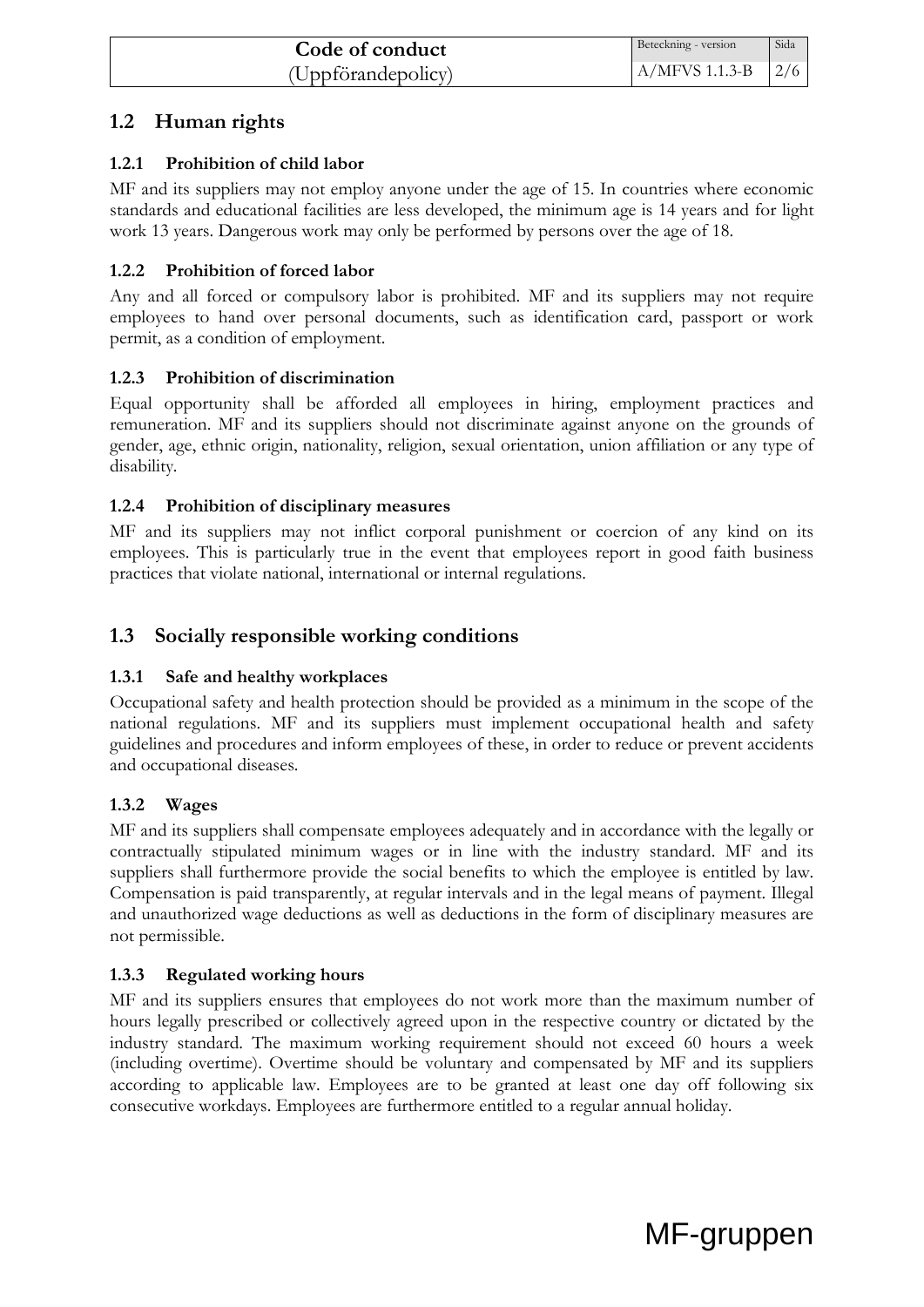## 1.2 Human rights

### 1.2.1 Prohibition of child labor

MF and its suppliers may not employ anyone under the age of 15. In countries where economic standards and educational facilities are less developed, the minimum age is 14 years and for light work 13 years. Dangerous work may only be performed by persons over the age of 18.

### 1.2.2 Prohibition of forced labor

Any and all forced or compulsory labor is prohibited. MF and its suppliers may not require employees to hand over personal documents, such as identification card, passport or work permit, as a condition of employment.

### 1.2.3 Prohibition of discrimination

Equal opportunity shall be afforded all employees in hiring, employment practices and remuneration. MF and its suppliers should not discriminate against anyone on the grounds of gender, age, ethnic origin, nationality, religion, sexual orientation, union affiliation or any type of disability.

### 1.2.4 Prohibition of disciplinary measures

MF and its suppliers may not inflict corporal punishment or coercion of any kind on its employees. This is particularly true in the event that employees report in good faith business practices that violate national, international or internal regulations.

## 1.3 Socially responsible working conditions

### 1.3.1 Safe and healthy workplaces

Occupational safety and health protection should be provided as a minimum in the scope of the national regulations. MF and its suppliers must implement occupational health and safety guidelines and procedures and inform employees of these, in order to reduce or prevent accidents and occupational diseases.

### 1.3.2 Wages

MF and its suppliers shall compensate employees adequately and in accordance with the legally or contractually stipulated minimum wages or in line with the industry standard. MF and its suppliers shall furthermore provide the social benefits to which the employee is entitled by law. Compensation is paid transparently, at regular intervals and in the legal means of payment. Illegal and unauthorized wage deductions as well as deductions in the form of disciplinary measures are not permissible.

### 1.3.3 Regulated working hours

MF and its suppliers ensures that employees do not work more than the maximum number of hours legally prescribed or collectively agreed upon in the respective country or dictated by the industry standard. The maximum working requirement should not exceed 60 hours a week (including overtime). Overtime should be voluntary and compensated by MF and its suppliers according to applicable law. Employees are to be granted at least one day off following six consecutive workdays. Employees are furthermore entitled to a regular annual holiday.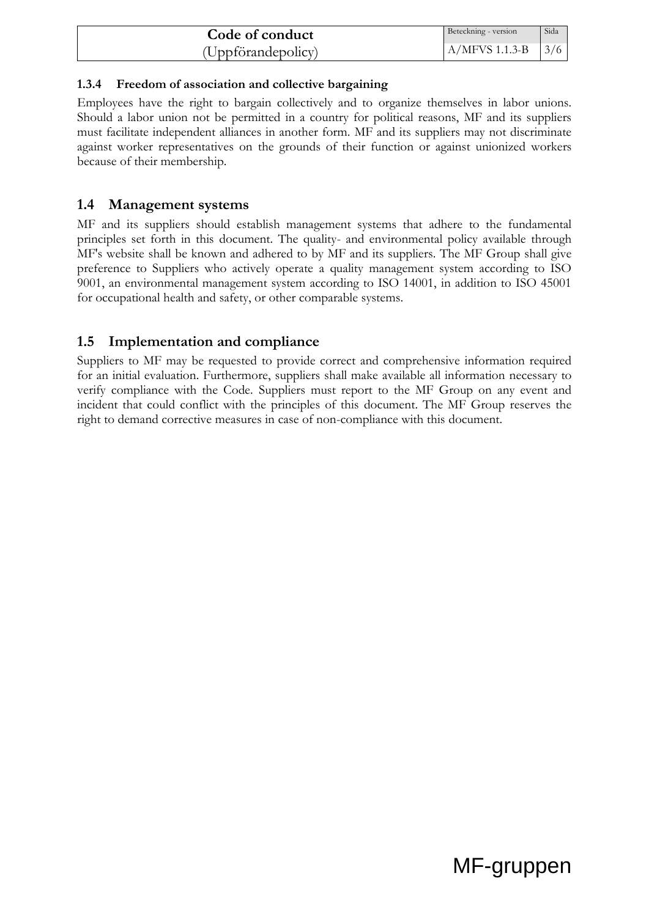#### 1.3.4 Freedom of association and collective bargaining

Employees have the right to bargain collectively and to organize themselves in labor unions. Should a labor union not be permitted in a country for political reasons, MF and its suppliers must facilitate independent alliances in another form. MF and its suppliers may not discriminate against worker representatives on the grounds of their function or against unionized workers because of their membership.

## 1.4 Management systems

MF and its suppliers should establish management systems that adhere to the fundamental principles set forth in this document. The quality- and environmental policy available through MF's website shall be known and adhered to by MF and its suppliers. The MF Group shall give preference to Suppliers who actively operate a quality management system according to ISO 9001, an environmental management system according to ISO 14001, in addition to ISO 45001 for occupational health and safety, or other comparable systems.

## 1.5 Implementation and compliance

Suppliers to MF may be requested to provide correct and comprehensive information required for an initial evaluation. Furthermore, suppliers shall make available all information necessary to verify compliance with the Code. Suppliers must report to the MF Group on any event and incident that could conflict with the principles of this document. The MF Group reserves the right to demand corrective measures in case of non-compliance with this document.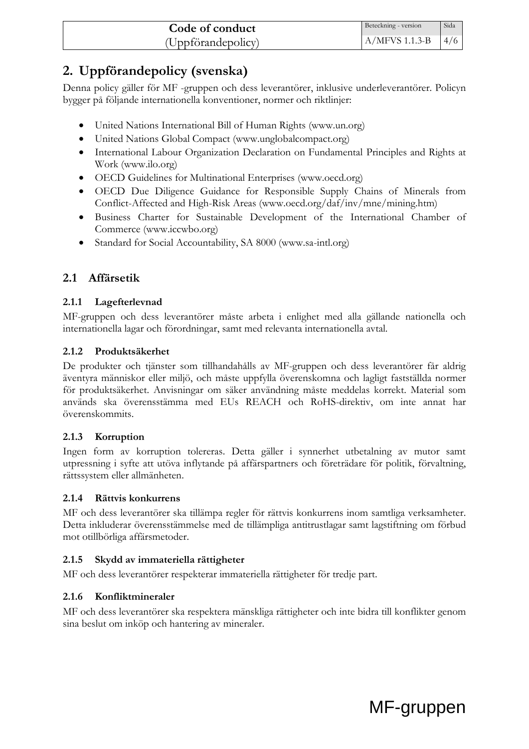## 2. Uppförandepolicy (svenska)

Denna policy gäller för MF -gruppen och dess leverantörer, inklusive underleverantörer. Policyn bygger på följande internationella konventioner, normer och riktlinjer:

- United Nations International Bill of Human Rights (www.un.org)
- United Nations Global Compact (www.unglobalcompact.org)
- International Labour Organization Declaration on Fundamental Principles and Rights at Work (www.ilo.org)
- OECD Guidelines for Multinational Enterprises (www.oecd.org)
- OECD Due Diligence Guidance for Responsible Supply Chains of Minerals from Conflict-Affected and High-Risk Areas (www.oecd.org/daf/inv/mne/mining.htm)
- Business Charter for Sustainable Development of the International Chamber of Commerce (www.iccwbo.org)
- Standard for Social Accountability, SA 8000 (www.sa-intl.org)

### 2.1 Affärsetik

#### 2.1.1 Lagefterlevnad

MF-gruppen och dess leverantörer måste arbeta i enlighet med alla gällande nationella och internationella lagar och förordningar, samt med relevanta internationella avtal.

#### 2.1.2 Produktsäkerhet

De produkter och tjänster som tillhandahålls av MF-gruppen och dess leverantörer får aldrig äventyra människor eller miljö, och måste uppfylla överenskomna och lagligt fastställda normer för produktsäkerhet. Anvisningar om säker användning måste meddelas korrekt. Material som används ska överensstämma med EUs REACH och RoHS-direktiv, om inte annat har överenskommits.

#### 2.1.3 Korruption

Ingen form av korruption tolereras. Detta gäller i synnerhet utbetalning av mutor samt utpressning i syfte att utöva inflytande på affärspartners och företrädare för politik, förvaltning, rättssystem eller allmänheten.

#### 2.1.4 Rättvis konkurrens

MF och dess leverantörer ska tillämpa regler för rättvis konkurrens inom samtliga verksamheter. Detta inkluderar överensstämmelse med de tillämpliga antitrustlagar samt lagstiftning om förbud mot otillbörliga affärsmetoder.

#### 2.1.5 Skydd av immateriella rättigheter

MF och dess leverantörer respekterar immateriella rättigheter för tredje part.

#### 2.1.6 Konfliktmineraler

MF och dess leverantörer ska respektera mänskliga rättigheter och inte bidra till konflikter genom sina beslut om inköp och hantering av mineraler.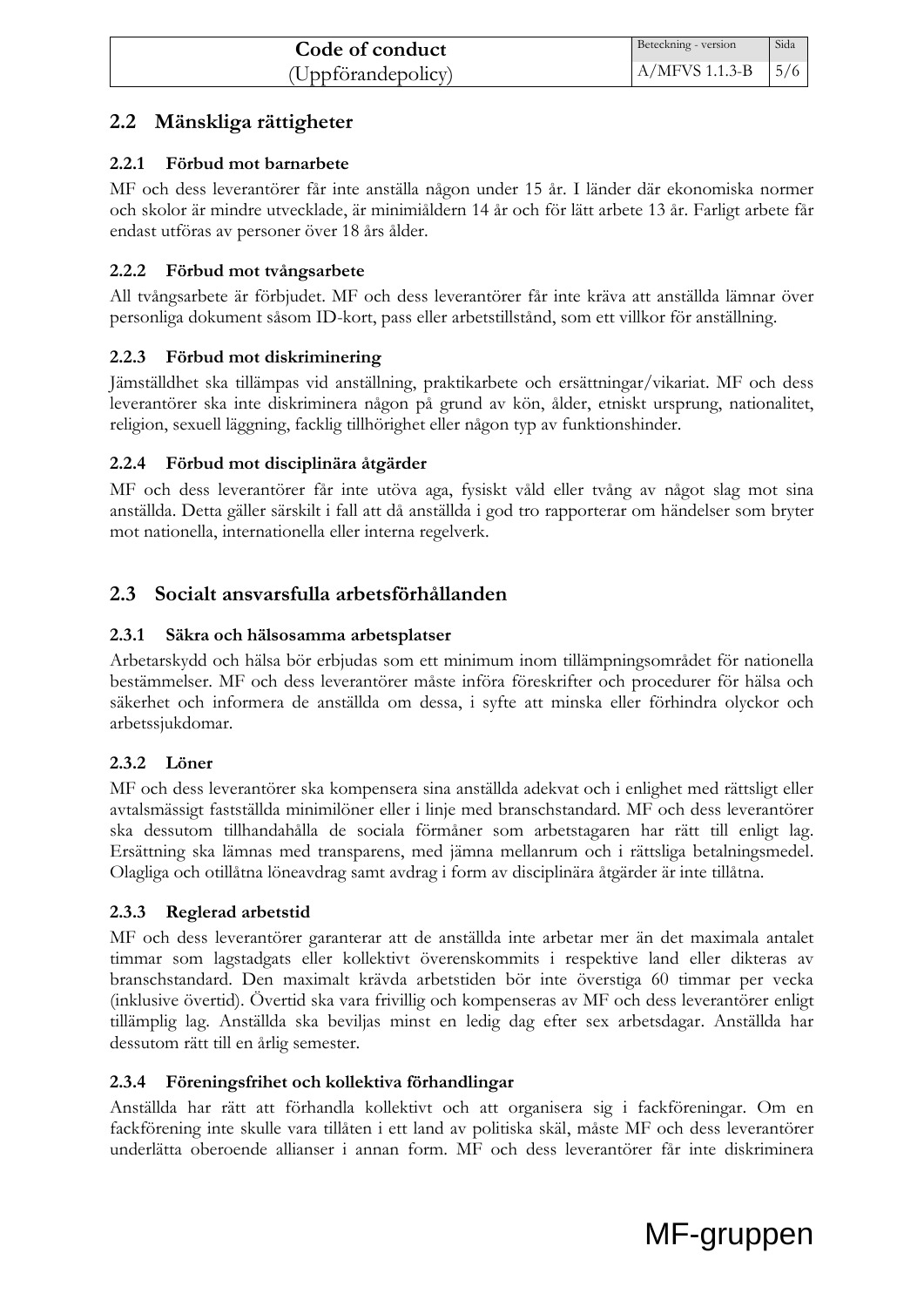## 2.2 Mänskliga rättigheter

### 2.2.1 Förbud mot barnarbete

MF och dess leverantörer får inte anställa någon under 15 år. I länder där ekonomiska normer och skolor är mindre utvecklade, är minimiåldern 14 år och för lätt arbete 13 år. Farligt arbete får endast utföras av personer över 18 års ålder.

### 2.2.2 Förbud mot tvångsarbete

All tvångsarbete är förbjudet. MF och dess leverantörer får inte kräva att anställda lämnar över personliga dokument såsom ID-kort, pass eller arbetstillstånd, som ett villkor för anställning.

### 2.2.3 Förbud mot diskriminering

Jämställdhet ska tillämpas vid anställning, praktikarbete och ersättningar/vikariat. MF och dess leverantörer ska inte diskriminera någon på grund av kön, ålder, etniskt ursprung, nationalitet, religion, sexuell läggning, facklig tillhörighet eller någon typ av funktionshinder.

### 2.2.4 Förbud mot disciplinära åtgärder

MF och dess leverantörer får inte utöva aga, fysiskt våld eller tvång av något slag mot sina anställda. Detta gäller särskilt i fall att då anställda i god tro rapporterar om händelser som bryter mot nationella, internationella eller interna regelverk.

## 2.3 Socialt ansvarsfulla arbetsförhållanden

### 2.3.1 Säkra och hälsosamma arbetsplatser

Arbetarskydd och hälsa bör erbjudas som ett minimum inom tillämpningsområdet för nationella bestämmelser. MF och dess leverantörer måste införa föreskrifter och procedurer för hälsa och säkerhet och informera de anställda om dessa, i syfte att minska eller förhindra olyckor och arbetssjukdomar.

### 2.3.2 Löner

MF och dess leverantörer ska kompensera sina anställda adekvat och i enlighet med rättsligt eller avtalsmässigt fastställda minimilöner eller i linje med branschstandard. MF och dess leverantörer ska dessutom tillhandahålla de sociala förmåner som arbetstagaren har rätt till enligt lag. Ersättning ska lämnas med transparens, med jämna mellanrum och i rättsliga betalningsmedel. Olagliga och otillåtna löneavdrag samt avdrag i form av disciplinära åtgärder är inte tillåtna.

### 2.3.3 Reglerad arbetstid

MF och dess leverantörer garanterar att de anställda inte arbetar mer än det maximala antalet timmar som lagstadgats eller kollektivt överenskommits i respektive land eller dikteras av branschstandard. Den maximalt krävda arbetstiden bör inte överstiga 60 timmar per vecka (inklusive övertid). Övertid ska vara frivillig och kompenseras av MF och dess leverantörer enligt tillämplig lag. Anställda ska beviljas minst en ledig dag efter sex arbetsdagar. Anställda har dessutom rätt till en årlig semester.

### 2.3.4 Föreningsfrihet och kollektiva förhandlingar

Anställda har rätt att förhandla kollektivt och att organisera sig i fackföreningar. Om en fackförening inte skulle vara tillåten i ett land av politiska skäl, måste MF och dess leverantörer underlätta oberoende allianser i annan form. MF och dess leverantörer får inte diskriminera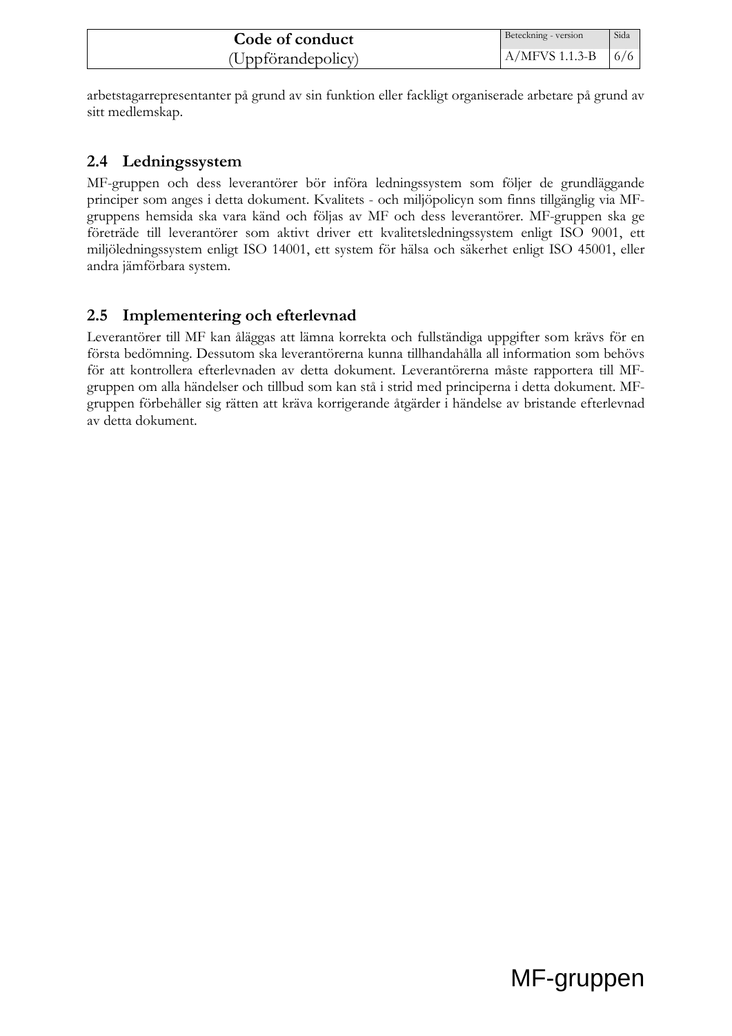arbetstagarrepresentanter på grund av sin funktion eller fackligt organiserade arbetare på grund av sitt medlemskap.

## 2.4 Ledningssystem

MF-gruppen och dess leverantörer bör införa ledningssystem som följer de grundläggande principer som anges i detta dokument. Kvalitets - och miljöpolicyn som finns tillgänglig via MF-gruppens hemsida ska vara känd och följas av MF och dess leverantörer. MF-gruppen ska ge företräde till leverantörer som aktivt driver ett kvalitetsledningssystem enligt ISO 9001, ett miljöledningssystem enligt ISO 14001, ett system för hälsa och säkerhet enligt ISO 45001, eller andra jämförbara system.

## 2.5 Implementering och efterlevnad

Leverantörer till MF kan åläggas att lämna korrekta och fullständiga uppgifter som krävs för en första bedömning. Dessutom ska leverantörerna kunna tillhandahålla all information som behövs för att kontrollera efterlevnaden av detta dokument. Leverantörerna måste rapportera till MF-gruppen om alla händelser och tillbud som kan stå i strid med principerna i detta dokument. MF-gruppen förbehåller sig rätten att kräva korrigerande åtgärder i händelse av bristande efterlevnad av detta dokument.